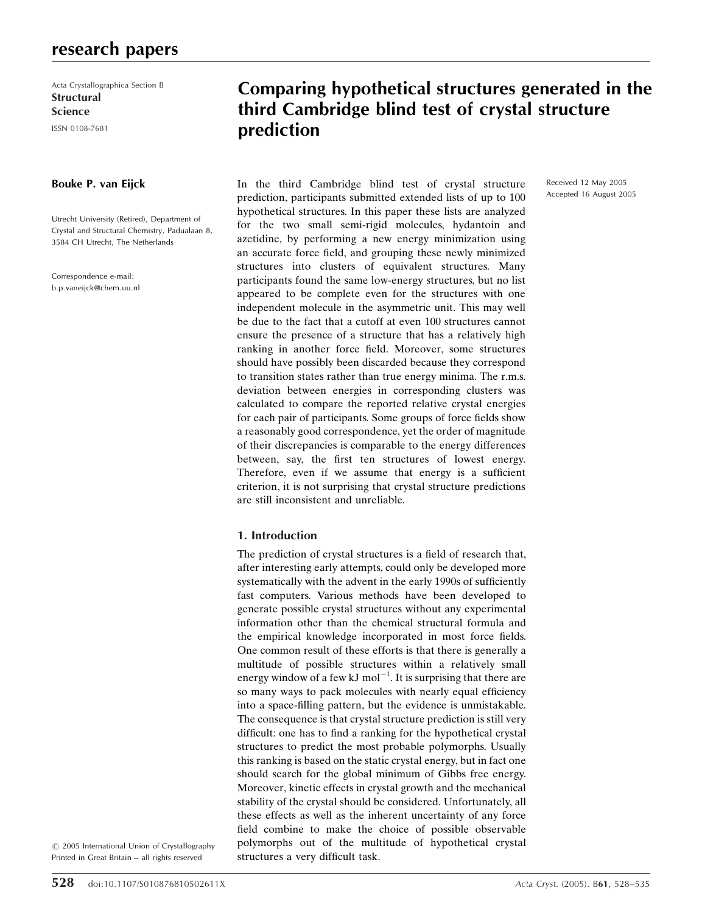Acta Crystallographica Section B
**Structural Science**
ISSN 0108-7681

# Comparing hypothetical structures generated in the third Cambridge blind test of crystal structure prediction

**Bouke P. van Eijck**

Utrecht University (Retired), Department of Crystal and Structural Chemistry, Padualaan 8, 3584 CH Utrecht, The Netherlands

Correspondence e-mail: b.p.vaneijck@chem.uu.nl

Received 12 May 2005
Accepted 16 August 2005

In the third Cambridge blind test of crystal structure prediction, participants submitted extended lists of up to 100 hypothetical structures. In this paper these lists are analyzed for the two small semi-rigid molecules, hydantoin and azetidine, by performing a new energy minimization using an accurate force field, and grouping these newly minimized structures into clusters of equivalent structures. Many participants found the same low-energy structures, but no list appeared to be complete even for the structures with one independent molecule in the asymmetric unit. This may well be due to the fact that a cutoff at even 100 structures cannot ensure the presence of a structure that has a relatively high ranking in another force field. Moreover, some structures should have possibly been discarded because they correspond to transition states rather than true energy minima. The r.m.s. deviation between energies in corresponding clusters was calculated to compare the reported relative crystal energies for each pair of participants. Some groups of force fields show a reasonably good correspondence, yet the order of magnitude of their discrepancies is comparable to the energy differences between, say, the first ten structures of lowest energy. Therefore, even if we assume that energy is a sufficient criterion, it is not surprising that crystal structure predictions are still inconsistent and unreliable.

## 1. Introduction

The prediction of crystal structures is a field of research that, after interesting early attempts, could only be developed more systematically with the advent in the early 1990s of sufficiently fast computers. Various methods have been developed to generate possible crystal structures without any experimental information other than the chemical structural formula and the empirical knowledge incorporated in most force fields. One common result of these efforts is that there is generally a multitude of possible structures within a relatively small energy window of a few kJ mol$^{-1}$. It is surprising that there are so many ways to pack molecules with nearly equal efficiency into a space-filling pattern, but the evidence is unmistakable. The consequence is that crystal structure prediction is still very difficult: one has to find a ranking for the hypothetical crystal structures to predict the most probable polymorphs. Usually this ranking is based on the static crystal energy, but in fact one should search for the global minimum of Gibbs free energy. Moreover, kinetic effects in crystal growth and the mechanical stability of the crystal should be considered. Unfortunately, all these effects as well as the inherent uncertainty of any force field combine to make the choice of possible observable polymorphs out of the multitude of hypothetical crystal structures a very difficult task.

© 2005 International Union of Crystallography
Printed in Great Britain – all rights reserved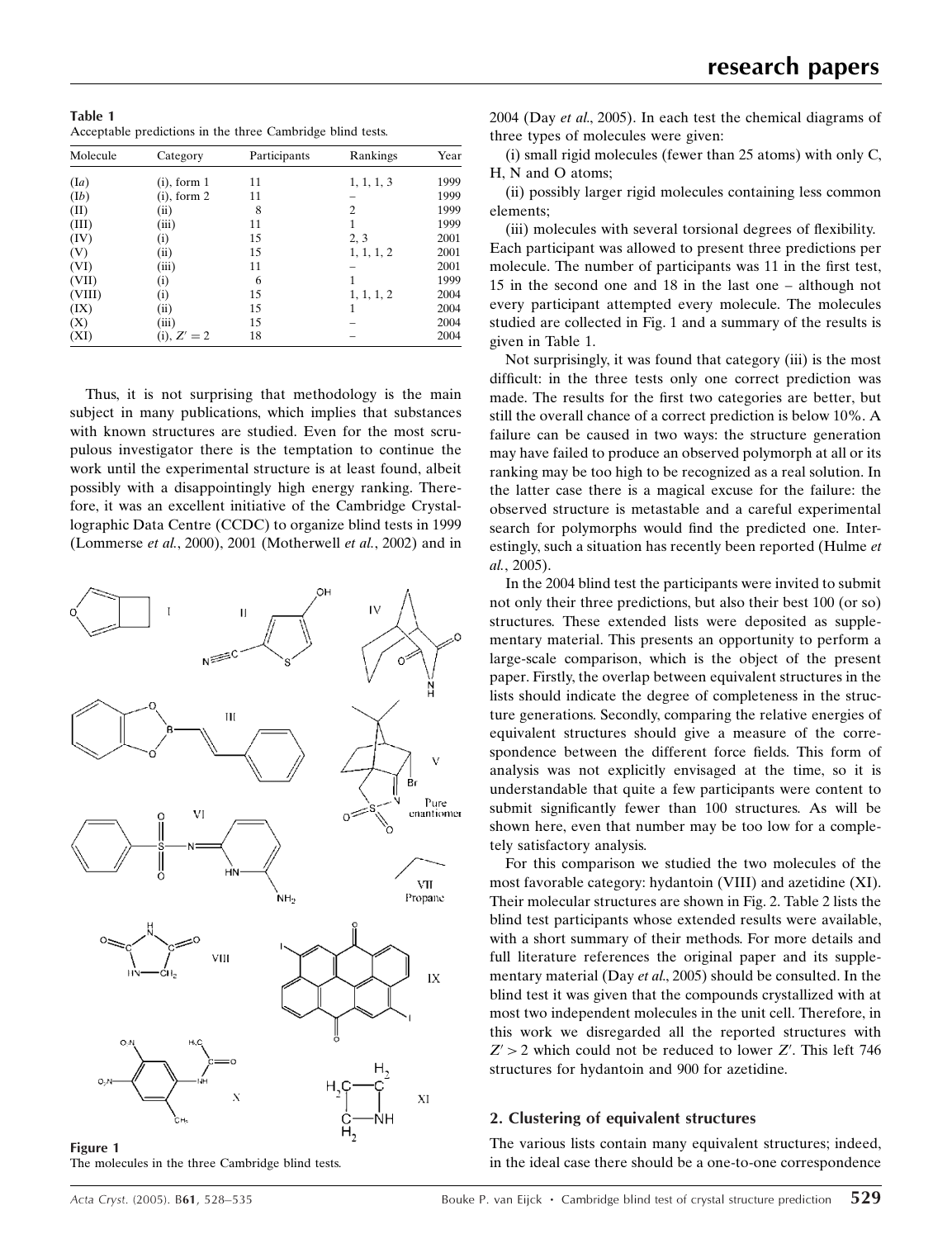**Table 1**
Acceptable predictions in the three Cambridge blind tests.

| Molecule | Category | Participants | Rankings | Year |
|---|---|---|---|---|
| (I*a*) | (i), form 1 | 11 | 1, 1, 1, 3 | 1999 |
| (I*b*) | (i), form 2 | 11 | – | 1999 |
| (II) | (ii) | 8 | 2 | 1999 |
| (III) | (iii) | 11 | 1 | 1999 |
| (IV) | (i) | 15 | 2, 3 | 2001 |
| (V) | (ii) | 15 | 1, 1, 1, 2 | 2001 |
| (VI) | (iii) | 11 | – | 2001 |
| (VII) | (i) | 6 | 1 | 1999 |
| (VIII) | (i) | 15 | 1, 1, 1, 2 | 2004 |
| (IX) | (ii) | 15 | 1 | 2004 |
| (X) | (iii) | 15 | – | 2004 |
| (XI) | (i), $Z' = 2$ | 18 | – | 2004 |

Thus, it is not surprising that methodology is the main subject in many publications, which implies that substances with known structures are studied. Even for the most scrupulous investigator there is the temptation to continue the work until the experimental structure is at least found, albeit possibly with a disappointingly high energy ranking. Therefore, it was an excellent initiative of the Cambridge Crystallographic Data Centre (CCDC) to organize blind tests in 1999 (Lommerse *et al.*, 2000), 2001 (Motherwell *et al.*, 2002) and in 2004 (Day *et al.*, 2005). In each test the chemical diagrams of three types of molecules were given:

(i) small rigid molecules (fewer than 25 atoms) with only C, H, N and O atoms;

(ii) possibly larger rigid molecules containing less common elements;

(iii) molecules with several torsional degrees of flexibility.

Each participant was allowed to present three predictions per molecule. The number of participants was 11 in the first test, 15 in the second one and 18 in the last one – although not every participant attempted every molecule. The molecules studied are collected in Fig. 1 and a summary of the results is given in Table 1.

Not surprisingly, it was found that category (iii) is the most difficult: in the three tests only one correct prediction was made. The results for the first two categories are better, but still the overall chance of a correct prediction is below 10%. A failure can be caused in two ways: the structure generation may have failed to produce an observed polymorph at all or its ranking may be too high to be recognized as a real solution. In the latter case there is a magical excuse for the failure: the observed structure is metastable and a careful experimental search for polymorphs would find the predicted one. Interestingly, such a situation has recently been reported (Hulme *et al.*, 2005).

**Figure 1**
The molecules in the three Cambridge blind tests.

In the 2004 blind test the participants were invited to submit not only their three predictions, but also their best 100 (or so) structures. These extended lists were deposited as supplementary material. This presents an opportunity to perform a large-scale comparison, which is the object of the present paper. Firstly, the overlap between equivalent structures in the lists should indicate the degree of completeness in the structure generations. Secondly, comparing the relative energies of equivalent structures should give a measure of the correspondence between the different force fields. This form of analysis was not explicitly envisaged at the time, so it is understandable that quite a few participants were content to submit significantly fewer than 100 structures. As will be shown here, even that number may be too low for a completely satisfactory analysis.

For this comparison we studied the two molecules of the most favorable category: hydantoin (VIII) and azetidine (XI). Their molecular structures are shown in Fig. 2. Table 2 lists the blind test participants whose extended results were available, with a short summary of their methods. For more details and full literature references the original paper and its supplementary material (Day *et al.*, 2005) should be consulted. In the blind test it was given that the compounds crystallized with at most two independent molecules in the unit cell. Therefore, in this work we disregarded all the reported structures with $Z' > 2$ which could not be reduced to lower $Z'$. This left 746 structures for hydantoin and 900 for azetidine.

## 2. Clustering of equivalent structures

The various lists contain many equivalent structures; indeed, in the ideal case there should be a one-to-one correspondence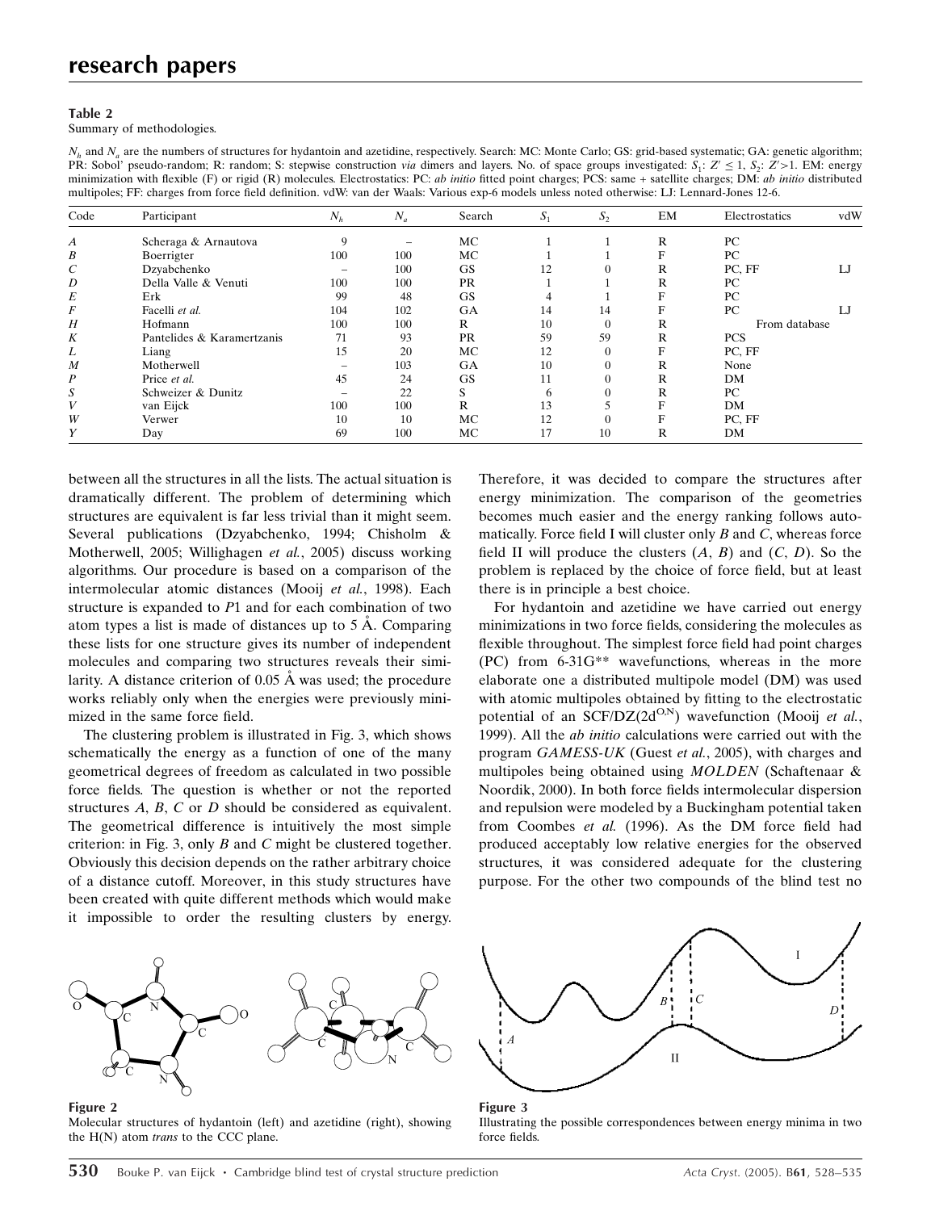**Table 2**
Summary of methodologies.

$N_h$ and $N_a$ are the numbers of structures for hydantoin and azetidine, respectively. Search: MC: Monte Carlo; GS: grid-based systematic; GA: genetic algorithm; PR: Sobol' pseudo-random; R: random; S: stepwise construction *via* dimers and layers. No. of space groups investigated: $S_1$: $Z' \le 1$, $S_2$: $Z' > 1$. EM: energy minimization with flexible (F) or rigid (R) molecules. Electrostatics: PC: *ab initio* fitted point charges; PCS: same + satellite charges; DM: *ab initio* distributed multipoles; FF: charges from force field definition. vdW: van der Waals: Various exp-6 models unless noted otherwise: LJ: Lennard-Jones 12-6.

| Code | Participant | $N_h$ | $N_a$ | Search | $S_1$ | $S_2$ | EM | Electrostatics | vdW |
|---|---|---|---|---|---|---|---|---|---|
| *A* | Scheraga & Arnautova | 9 | – | MC | 1 | 1 | R | PC | |
| *B* | Boerrigter | 100 | 100 | MC | 1 | 1 | F | PC | |
| *C* | Dzyabchenko | – | 100 | GS | 12 | 0 | R | PC, FF | LJ |
| *D* | Della Valle & Venuti | 100 | 100 | PR | 1 | 1 | R | PC | |
| *E* | Erk | 99 | 48 | GS | 4 | 1 | F | PC | |
| *F* | Facelli *et al.* | 104 | 102 | GA | 14 | 14 | F | PC | LJ |
| *H* | Hofmann | 100 | 100 | R | 10 | 0 | R | From database | |
| *K* | Pantelides & Karamertzanis | 71 | 93 | PR | 59 | 59 | R | PCS | |
| *L* | Liang | 15 | 20 | MC | 12 | 0 | F | PC, FF | |
| *M* | Motherwell | – | 103 | GA | 10 | 0 | R | None | |
| *P* | Price *et al.* | 45 | 24 | GS | 11 | 0 | R | DM | |
| *S* | Schweizer & Dunitz | – | 22 | S | 6 | 0 | R | PC | |
| *V* | van Eijck | 100 | 100 | R | 13 | 5 | F | DM | |
| *W* | Verwer | 10 | 10 | MC | 12 | 0 | F | PC, FF | |
| *Y* | Day | 69 | 100 | MC | 17 | 10 | R | DM | |

between all the structures in all the lists. The actual situation is dramatically different. The problem of determining which structures are equivalent is far less trivial than it might seem. Several publications (Dzyabchenko, 1994; Chisholm & Motherwell, 2005; Willighagen *et al.*, 2005) discuss working algorithms. Our procedure is based on a comparison of the intermolecular atomic distances (Mooij *et al.*, 1998). Each structure is expanded to *P*1 and for each combination of two atom types a list is made of distances up to 5 Å. Comparing these lists for one structure gives its number of independent molecules and comparing two structures reveals their similarity. A distance criterion of 0.05 Å was used; the procedure works reliably only when the energies were previously minimized in the same force field.

The clustering problem is illustrated in Fig. 3, which shows schematically the energy as a function of one of the many geometrical degrees of freedom as calculated in two possible force fields. The question is whether or not the reported structures *A*, *B*, *C* or *D* should be considered as equivalent. The geometrical difference is intuitively the most simple criterion: in Fig. 3, only *B* and *C* might be clustered together. Obviously this decision depends on the rather arbitrary choice of a distance cutoff. Moreover, in this study structures have been created with quite different methods which would make it impossible to order the resulting clusters by energy. Therefore, it was decided to compare the structures after energy minimization. The comparison of the geometries becomes much easier and the energy ranking follows automatically. Force field I will cluster only *B* and *C*, whereas force field II will produce the clusters (*A*, *B*) and (*C*, *D*). So the problem is replaced by the choice of force field, but at least there is in principle a best choice.

For hydantoin and azetidine we have carried out energy minimizations in two force fields, considering the molecules as flexible throughout. The simplest force field had point charges (PC) from 6-31G** wavefunctions, whereas in the more elaborate one a distributed multipole model (DM) was used with atomic multipoles obtained by fitting to the electrostatic potential of an SCF/DZ($2d^{O,N}$) wavefunction (Mooij *et al.*, 1999). All the *ab initio* calculations were carried out with the program *GAMESS-UK* (Guest *et al.*, 2005), with charges and multipoles being obtained using *MOLDEN* (Schaftenaar & Noordik, 2000). In both force fields intermolecular dispersion and repulsion were modeled by a Buckingham potential taken from Coombes *et al.* (1996). As the DM force field had produced acceptably low relative energies for the observed structures, it was considered adequate for the clustering purpose. For the other two compounds of the blind test no

**Figure 2**
Molecular structures of hydantoin (left) and azetidine (right), showing the H(N) atom *trans* to the CCC plane.

**Figure 3**
Illustrating the possible correspondences between energy minima in two force fields.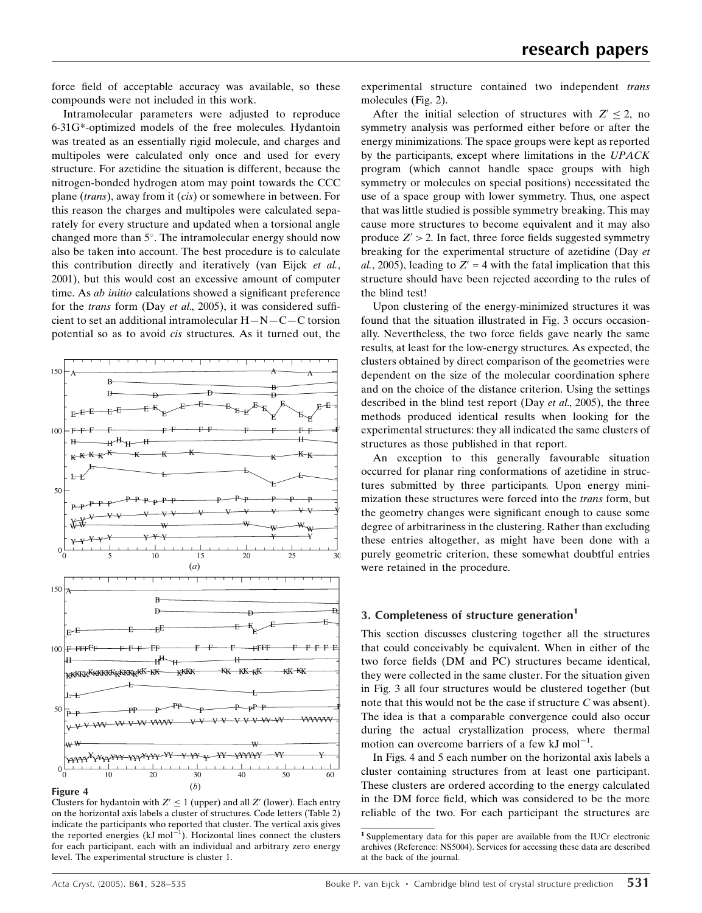force field of acceptable accuracy was available, so these compounds were not included in this work.

Intramolecular parameters were adjusted to reproduce 6-31G*-optimized models of the free molecules. Hydantoin was treated as an essentially rigid molecule, and charges and multipoles were calculated only once and used for every structure. For azetidine the situation is different, because the nitrogen-bonded hydrogen atom may point towards the CCC plane (*trans*), away from it (*cis*) or somewhere in between. For this reason the charges and multipoles were calculated separately for every structure and updated when a torsional angle changed more than 5°. The intramolecular energy should now also be taken into account. The best procedure is to calculate this contribution directly and iteratively (van Eijck *et al.*, 2001), but this would cost an excessive amount of computer time. As *ab initio* calculations showed a significant preference for the *trans* form (Day *et al.*, 2005), it was considered sufficient to set an additional intramolecular H—N—C—C torsion potential so as to avoid *cis* structures. As it turned out, the experimental structure contained two independent *trans* molecules (Fig. 2).

**Figure 4**
Clusters for hydantoin with $Z' \leq 1$ (upper) and all $Z'$ (lower). Each entry on the horizontal axis labels a cluster of structures. Code letters (Table 2) indicate the participants who reported that cluster. The vertical axis gives the reported energies (kJ mol$^{-1}$). Horizontal lines connect the clusters for each participant, each with an individual and arbitrary zero energy level. The experimental structure is cluster 1.

After the initial selection of structures with $Z' \leq 2$, no symmetry analysis was performed either before or after the energy minimizations. The space groups were kept as reported by the participants, except where limitations in the *UPACK* program (which cannot handle space groups with high symmetry or molecules on special positions) necessitated the use of a space group with lower symmetry. Thus, one aspect that was little studied is possible symmetry breaking. This may cause more structures to become equivalent and it may also produce $Z' > 2$. In fact, three force fields suggested symmetry breaking for the experimental structure of azetidine (Day *et al.*, 2005), leading to $Z' = 4$ with the fatal implication that this structure should have been rejected according to the rules of the blind test!

Upon clustering of the energy-minimized structures it was found that the situation illustrated in Fig. 3 occurs occasionally. Nevertheless, the two force fields gave nearly the same results, at least for the low-energy structures. As expected, the clusters obtained by direct comparison of the geometries were dependent on the size of the molecular coordination sphere and on the choice of the distance criterion. Using the settings described in the blind test report (Day *et al.*, 2005), the three methods produced identical results when looking for the experimental structures: they all indicated the same clusters of structures as those published in that report.

An exception to this generally favourable situation occurred for planar ring conformations of azetidine in structures submitted by three participants. Upon energy minimization these structures were forced into the *trans* form, but the geometry changes were significant enough to cause some degree of arbitrariness in the clustering. Rather than excluding these entries altogether, as might have been done with a purely geometric criterion, these somewhat doubtful entries were retained in the procedure.

## 3. Completeness of structure generation[1]

This section discusses clustering together all the structures that could conceivably be equivalent. When in either of the two force fields (DM and PC) structures became identical, they were collected in the same cluster. For the situation given in Fig. 3 all four structures would be clustered together (but note that this would not be the case if structure *C* was absent). The idea is that a comparable convergence could also occur during the actual crystallization process, where thermal motion can overcome barriers of a few kJ mol$^{-1}$.

In Figs. 4 and 5 each number on the horizontal axis labels a cluster containing structures from at least one participant. These clusters are ordered according to the energy calculated in the DM force field, which was considered to be the more reliable of the two. For each participant the structures are

[1] Supplementary data for this paper are available from the IUCr electronic archives (Reference: NS5004). Services for accessing these data are described at the back of the journal.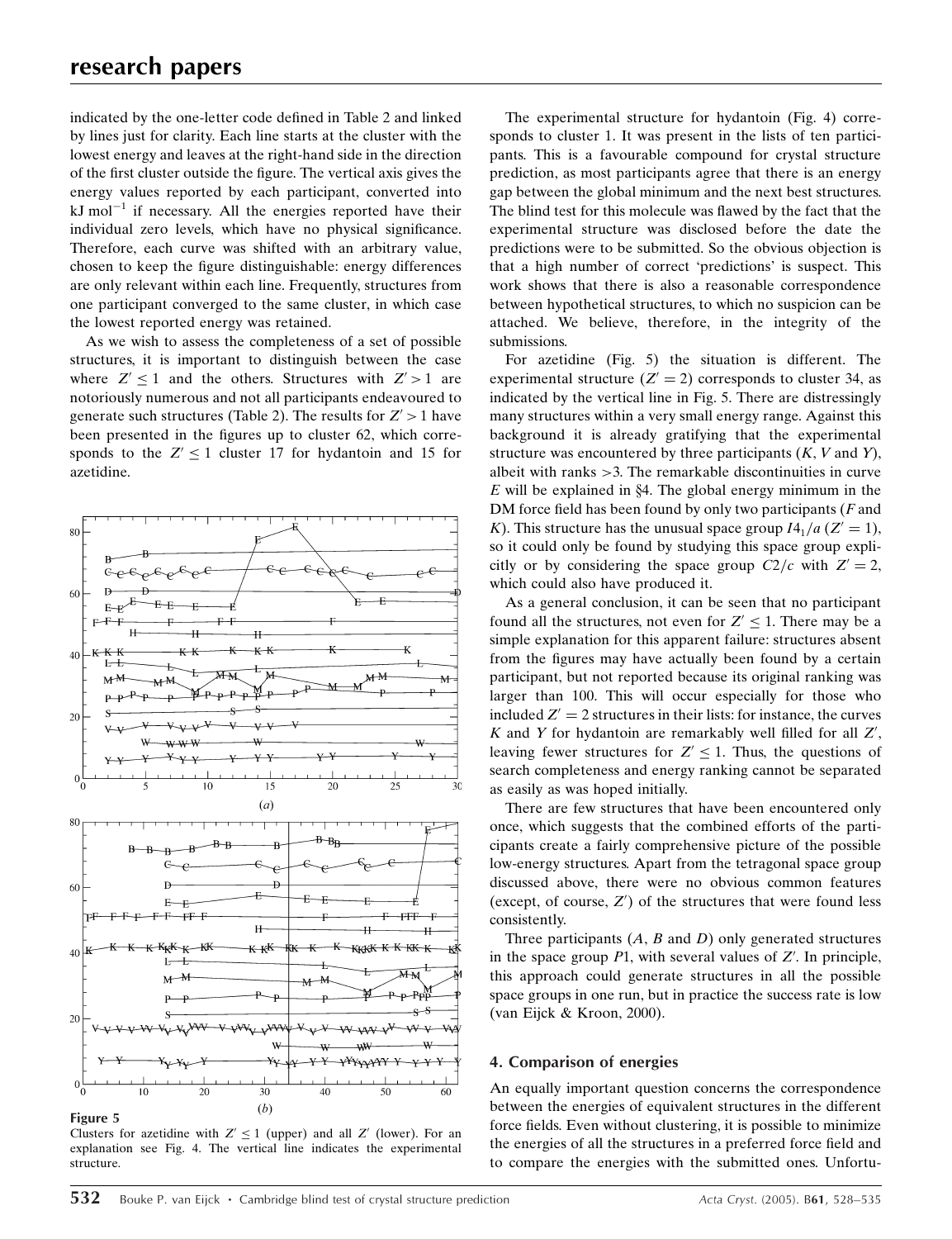indicated by the one-letter code defined in Table 2 and linked by lines just for clarity. Each line starts at the cluster with the lowest energy and leaves at the right-hand side in the direction of the first cluster outside the figure. The vertical axis gives the energy values reported by each participant, converted into kJ $mol^{-1}$ if necessary. All the energies reported have their individual zero levels, which have no physical significance. Therefore, each curve was shifted with an arbitrary value, chosen to keep the figure distinguishable: energy differences are only relevant within each line. Frequently, structures from one participant converged to the same cluster, in which case the lowest reported energy was retained.

As we wish to assess the completeness of a set of possible structures, it is important to distinguish between the case where $Z' \leq 1$ and the others. Structures with $Z' > 1$ are notoriously numerous and not all participants endeavoured to generate such structures (Table 2). The results for $Z' > 1$ have been presented in the figures up to cluster 62, which corresponds to the $Z' \leq 1$ cluster 17 for hydantoin and 15 for azetidine.

**Figure 5**

Clusters for azetidine with $Z' \leq 1$ (upper) and all $Z'$ (lower). For an explanation see Fig. 4. The vertical line indicates the experimental structure.

The experimental structure for hydantoin (Fig. 4) corresponds to cluster 1. It was present in the lists of ten participants. This is a favourable compound for crystal structure prediction, as most participants agree that there is an energy gap between the global minimum and the next best structures. The blind test for this molecule was flawed by the fact that the experimental structure was disclosed before the date the predictions were to be submitted. So the obvious objection is that a high number of correct 'predictions' is suspect. This work shows that there is also a reasonable correspondence between hypothetical structures, to which no suspicion can be attached. We believe, therefore, in the integrity of the submissions.

For azetidine (Fig. 5) the situation is different. The experimental structure ($Z' = 2$) corresponds to cluster 34, as indicated by the vertical line in Fig. 5. There are distressingly many structures within a very small energy range. Against this background it is already gratifying that the experimental structure was encountered by three participants (*K*, *V* and *Y*), albeit with ranks >3. The remarkable discontinuities in curve *E* will be explained in §4. The global energy minimum in the DM force field has been found by only two participants (*F* and *K*). This structure has the unusual space group $I4_1/a$ ($Z' = 1$), so it could only be found by studying this space group explicitly or by considering the space group $C2/c$ with $Z' = 2$, which could also have produced it.

As a general conclusion, it can be seen that no participant found all the structures, not even for $Z' \leq 1$. There may be a simple explanation for this apparent failure: structures absent from the figures may have actually been found by a certain participant, but not reported because its original ranking was larger than 100. This will occur especially for those who included $Z' = 2$ structures in their lists: for instance, the curves *K* and *Y* for hydantoin are remarkably well filled for all $Z'$, leaving fewer structures for $Z' \leq 1$. Thus, the questions of search completeness and energy ranking cannot be separated as easily as was hoped initially.

There are few structures that have been encountered only once, which suggests that the combined efforts of the participants create a fairly comprehensive picture of the possible low-energy structures. Apart from the tetragonal space group discussed above, there were no obvious common features (except, of course, $Z'$) of the structures that were found less consistently.

Three participants (*A*, *B* and *D*) only generated structures in the space group *P*1, with several values of $Z'$. In principle, this approach could generate structures in all the possible space groups in one run, but in practice the success rate is low (van Eijck & Kroon, 2000).

## 4. Comparison of energies

An equally important question concerns the correspondence between the energies of equivalent structures in the different force fields. Even without clustering, it is possible to minimize the energies of all the structures in a preferred force field and to compare the energies with the submitted ones. Unfortu-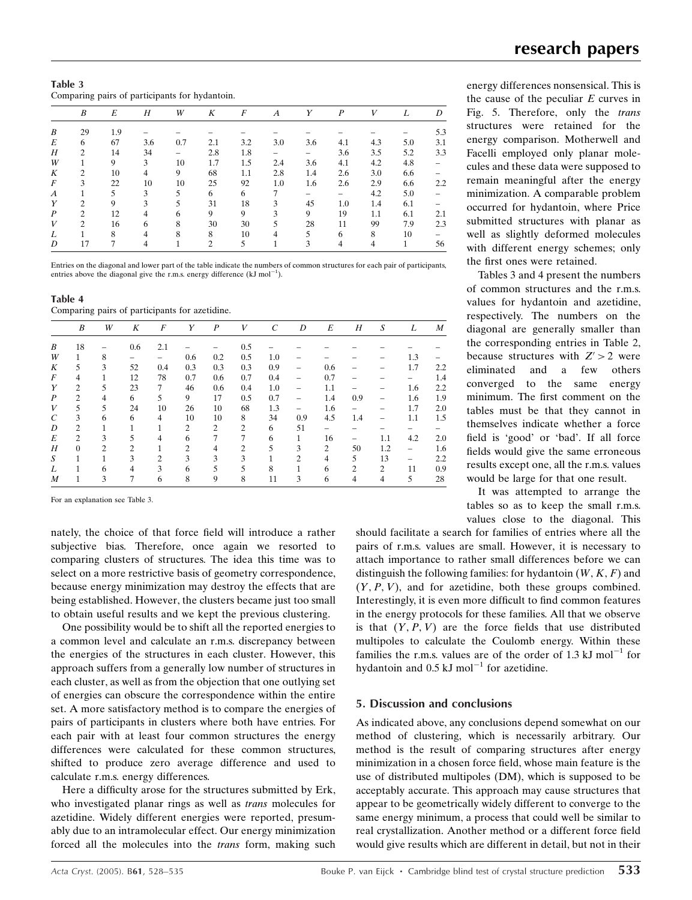**Table 3**
Comparing pairs of participants for hydantoin.

| | $B$ | $E$ | $H$ | $W$ | $K$ | $F$ | $A$ | $Y$ | $P$ | $V$ | $L$ | $D$ |
|---|---|---|---|---|---|---|---|---|---|---|---|---|
| $B$ | 29 | 1.9 | – | – | – | – | – | – | – | – | – | 5.3 |
| $E$ | 6 | 67 | 3.6 | 0.7 | 2.1 | 3.2 | 3.0 | 3.6 | 4.1 | 4.3 | 5.0 | 3.1 |
| $H$ | 2 | 14 | 34 | – | 2.8 | 1.8 | – | – | 3.6 | 3.5 | 5.2 | 3.3 |
| $W$ | 1 | 9 | 3 | 10 | 1.7 | 1.5 | 2.4 | 3.6 | 4.1 | 4.2 | 4.8 | – |
| $K$ | 2 | 10 | 4 | 9 | 68 | 1.1 | 2.8 | 1.4 | 2.6 | 3.0 | 6.6 | – |
| $F$ | 3 | 22 | 10 | 10 | 25 | 92 | 1.0 | 1.6 | 2.6 | 2.9 | 6.6 | 2.2 |
| $A$ | 1 | 5 | 3 | 5 | 6 | 6 | 7 | – | – | 4.2 | 5.0 | – |
| $Y$ | 2 | 9 | 3 | 5 | 31 | 18 | 3 | 45 | 1.0 | 1.4 | 6.1 | – |
| $P$ | 2 | 12 | 4 | 6 | 9 | 9 | 3 | 9 | 19 | 1.1 | 6.1 | 2.1 |
| $V$ | 2 | 16 | 6 | 8 | 30 | 30 | 5 | 28 | 11 | 99 | 7.9 | 2.3 |
| $L$ | 1 | 8 | 4 | 8 | 8 | 10 | 4 | 5 | 6 | 8 | 10 | – |
| $D$ | 17 | 7 | 4 | 1 | 2 | 5 | 1 | 3 | 4 | 4 | 1 | 56 |

Entries on the diagonal and lower part of the table indicate the numbers of common structures for each pair of participants, entries above the diagonal give the r.m.s. energy difference (kJ mol$^{-1}$).

**Table 4**
Comparing pairs of participants for azetidine.

| | $B$ | $W$ | $K$ | $F$ | $Y$ | $P$ | $V$ | $C$ | $D$ | $E$ | $H$ | $S$ | $L$ | $M$ |
|---|---|---|---|---|---|---|---|---|---|---|---|---|---|---|
| $B$ | 18 | – | 0.6 | 2.1 | – | – | 0.5 | – | – | – | – | – | – | – |
| $W$ | 1 | 8 | – | – | 0.6 | 0.2 | 0.5 | 1.0 | – | – | – | – | 1.3 | – |
| $K$ | 5 | 3 | 52 | 0.4 | 0.3 | 0.3 | 0.3 | 0.9 | – | 0.6 | – | – | 1.7 | 2.2 |
| $F$ | 4 | 1 | 12 | 78 | 0.7 | 0.6 | 0.7 | 0.4 | – | 0.7 | – | – | – | 1.4 |
| $Y$ | 2 | 5 | 23 | 7 | 46 | 0.6 | 0.4 | 1.0 | – | 1.1 | – | – | 1.6 | 2.2 |
| $P$ | 2 | 4 | 6 | 5 | 9 | 17 | 0.5 | 0.7 | – | 1.4 | 0.9 | – | 1.6 | 1.9 |
| $V$ | 5 | 5 | 24 | 10 | 26 | 10 | 68 | 1.3 | – | 1.6 | – | – | 1.7 | 2.0 |
| $C$ | 3 | 6 | 6 | 4 | 10 | 10 | 8 | 34 | 0.9 | 4.5 | 1.4 | – | 1.1 | 1.5 |
| $D$ | 2 | 1 | 1 | 1 | 2 | 2 | 2 | 6 | 51 | – | – | – | – | – |
| $E$ | 2 | 3 | 5 | 4 | 6 | 7 | 7 | 6 | 1 | 16 | – | 1.1 | 4.2 | 2.0 |
| $H$ | 0 | 2 | 2 | 1 | 2 | 4 | 2 | 5 | 3 | 2 | 50 | 1.2 | – | 1.6 |
| $S$ | 1 | 1 | 3 | 2 | 3 | 3 | 3 | 1 | 2 | 4 | 5 | 13 | – | 2.2 |
| $L$ | 1 | 6 | 4 | 3 | 6 | 5 | 5 | 8 | 1 | 6 | 2 | 2 | 11 | 0.9 |
| $M$ | 1 | 3 | 7 | 6 | 8 | 9 | 8 | 11 | 3 | 6 | 4 | 4 | 5 | 28 |

For an explanation see Table 3.

nately, the choice of that force field will introduce a rather subjective bias. Therefore, once again we resorted to comparing clusters of structures. The idea this time was to select on a more restrictive basis of geometry correspondence, because energy minimization may destroy the effects that are being established. However, the clusters became just too small to obtain useful results and we kept the previous clustering.

One possibility would be to shift all the reported energies to a common level and calculate an r.m.s. discrepancy between the energies of the structures in each cluster. However, this approach suffers from a generally low number of structures in each cluster, as well as from the objection that one outlying set of energies can obscure the correspondence within the entire set. A more satisfactory method is to compare the energies of pairs of participants in clusters where both have entries. For each pair with at least four common structures the energy differences were calculated for these common structures, shifted to produce zero average difference and used to calculate r.m.s. energy differences.

Here a difficulty arose for the structures submitted by Erk, who investigated planar rings as well as *trans* molecules for azetidine. Widely different energies were reported, presumably due to an intramolecular effect. Our energy minimization forced all the molecules into the *trans* form, making such energy differences nonsensical. This is the cause of the peculiar $E$ curves in Fig. 5. Therefore, only the *trans* structures were retained for the energy comparison. Motherwell and Facelli employed only planar molecules and these data were supposed to remain meaningful after the energy minimization. A comparable problem occurred for hydantoin, where Price submitted structures with planar as well as slightly deformed molecules with different energy schemes; only the first ones were retained.

Tables 3 and 4 present the numbers of common structures and the r.m.s. values for hydantoin and azetidine, respectively. The numbers on the diagonal are generally smaller than the corresponding entries in Table 2, because structures with $Z' > 2$ were eliminated and a few others converged to the same energy minimum. The first comment on the tables must be that they cannot in themselves indicate whether a force field is 'good' or 'bad'. If all force fields would give the same erroneous results except one, all the r.m.s. values would be large for that one result.

It was attempted to arrange the tables so as to keep the small r.m.s. values close to the diagonal. This should facilitate a search for families of entries where all the pairs of r.m.s. values are small. However, it is necessary to attach importance to rather small differences before we can distinguish the following families: for hydantoin ($W$, $K$, $F$) and ($Y$, $P$, $V$), and for azetidine, both these groups combined. Interestingly, it is even more difficult to find common features in the energy protocols for these families. All that we observe is that ($Y$, $P$, $V$) are the force fields that use distributed multipoles to calculate the Coulomb energy. Within these families the r.m.s. values are of the order of 1.3 kJ mol$^{-1}$ for hydantoin and 0.5 kJ mol$^{-1}$ for azetidine.

## 5. Discussion and conclusions

As indicated above, any conclusions depend somewhat on our method of clustering, which is necessarily arbitrary. Our method is the result of comparing structures after energy minimization in a chosen force field, whose main feature is the use of distributed multipoles (DM), which is supposed to be acceptably accurate. This approach may cause structures that appear to be geometrically widely different to converge to the same energy minimum, a process that could well be similar to real crystallization. Another method or a different force field would give results which are different in detail, but not in their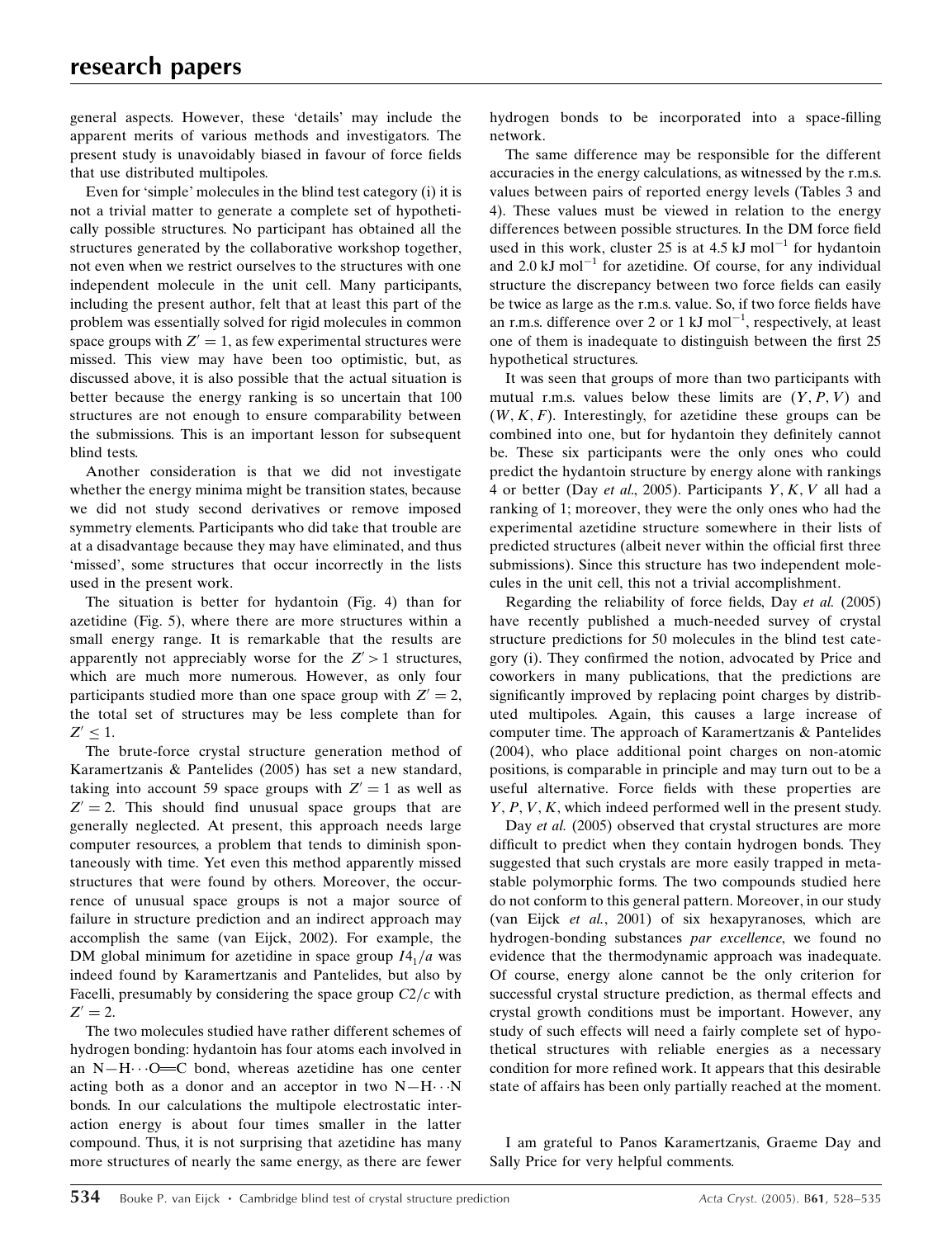general aspects. However, these 'details' may include the apparent merits of various methods and investigators. The present study is unavoidably biased in favour of force fields that use distributed multipoles.

Even for 'simple' molecules in the blind test category (i) it is not a trivial matter to generate a complete set of hypothetically possible structures. No participant has obtained all the structures generated by the collaborative workshop together, not even when we restrict ourselves to the structures with one independent molecule in the unit cell. Many participants, including the present author, felt that at least this part of the problem was essentially solved for rigid molecules in common space groups with $Z' = 1$, as few experimental structures were missed. This view may have been too optimistic, but, as discussed above, it is also possible that the actual situation is better because the energy ranking is so uncertain that 100 structures are not enough to ensure comparability between the submissions. This is an important lesson for subsequent blind tests.

Another consideration is that we did not investigate whether the energy minima might be transition states, because we did not study second derivatives or remove imposed symmetry elements. Participants who did take that trouble are at a disadvantage because they may have eliminated, and thus 'missed', some structures that occur incorrectly in the lists used in the present work.

The situation is better for hydantoin (Fig. 4) than for azetidine (Fig. 5), where there are more structures within a small energy range. It is remarkable that the results are apparently not appreciably worse for the $Z' > 1$ structures, which are much more numerous. However, as only four participants studied more than one space group with $Z' = 2$, the total set of structures may be less complete than for $Z' \leq 1$.

The brute-force crystal structure generation method of Karamertzanis & Pantelides (2005) has set a new standard, taking into account 59 space groups with $Z' = 1$ as well as $Z' = 2$. This should find unusual space groups that are generally neglected. At present, this approach needs large computer resources, a problem that tends to diminish spontaneously with time. Yet even this method apparently missed structures that were found by others. Moreover, the occurrence of unusual space groups is not a major source of failure in structure prediction and an indirect approach may accomplish the same (van Eijck, 2002). For example, the DM global minimum for azetidine in space group $I4_1/a$ was indeed found by Karamertzanis and Pantelides, but also by Facelli, presumably by considering the space group $C2/c$ with $Z' = 2$.

The two molecules studied have rather different schemes of hydrogen bonding: hydantoin has four atoms each involved in an N—H···O=C bond, whereas azetidine has one center acting both as a donor and an acceptor in two N—H···N bonds. In our calculations the multipole electrostatic interaction energy is about four times smaller in the latter compound. Thus, it is not surprising that azetidine has many more structures of nearly the same energy, as there are fewer hydrogen bonds to be incorporated into a space-filling network.

The same difference may be responsible for the different accuracies in the energy calculations, as witnessed by the r.m.s. values between pairs of reported energy levels (Tables 3 and 4). These values must be viewed in relation to the energy differences between possible structures. In the DM force field used in this work, cluster 25 is at 4.5 kJ mol$^{-1}$ for hydantoin and 2.0 kJ mol$^{-1}$ for azetidine. Of course, for any individual structure the discrepancy between two force fields can easily be twice as large as the r.m.s. value. So, if two force fields have an r.m.s. difference over 2 or 1 kJ mol$^{-1}$, respectively, at least one of them is inadequate to distinguish between the first 25 hypothetical structures.

It was seen that groups of more than two participants with mutual r.m.s. values below these limits are $(Y, P, V)$ and $(W, K, F)$. Interestingly, for azetidine these groups can be combined into one, but for hydantoin they definitely cannot be. These six participants were the only ones who could predict the hydantoin structure by energy alone with rankings 4 or better (Day *et al.*, 2005). Participants $Y, K, V$ all had a ranking of 1; moreover, they were the only ones who had the experimental azetidine structure somewhere in their lists of predicted structures (albeit never within the official first three submissions). Since this structure has two independent molecules in the unit cell, this not a trivial accomplishment.

Regarding the reliability of force fields, Day *et al.* (2005) have recently published a much-needed survey of crystal structure predictions for 50 molecules in the blind test category (i). They confirmed the notion, advocated by Price and coworkers in many publications, that the predictions are significantly improved by replacing point charges by distributed multipoles. Again, this causes a large increase of computer time. The approach of Karamertzanis & Pantelides (2004), who place additional point charges on non-atomic positions, is comparable in principle and may turn out to be a useful alternative. Force fields with these properties are $Y, P, V, K$, which indeed performed well in the present study.

Day *et al.* (2005) observed that crystal structures are more difficult to predict when they contain hydrogen bonds. They suggested that such crystals are more easily trapped in metastable polymorphic forms. The two compounds studied here do not conform to this general pattern. Moreover, in our study (van Eijck *et al.*, 2001) of six hexapyranoses, which are hydrogen-bonding substances *par excellence*, we found no evidence that the thermodynamic approach was inadequate. Of course, energy alone cannot be the only criterion for successful crystal structure prediction, as thermal effects and crystal growth conditions must be important. However, any study of such effects will need a fairly complete set of hypothetical structures with reliable energies as a necessary condition for more refined work. It appears that this desirable state of affairs has been only partially reached at the moment.

I am grateful to Panos Karamertzanis, Graeme Day and Sally Price for very helpful comments.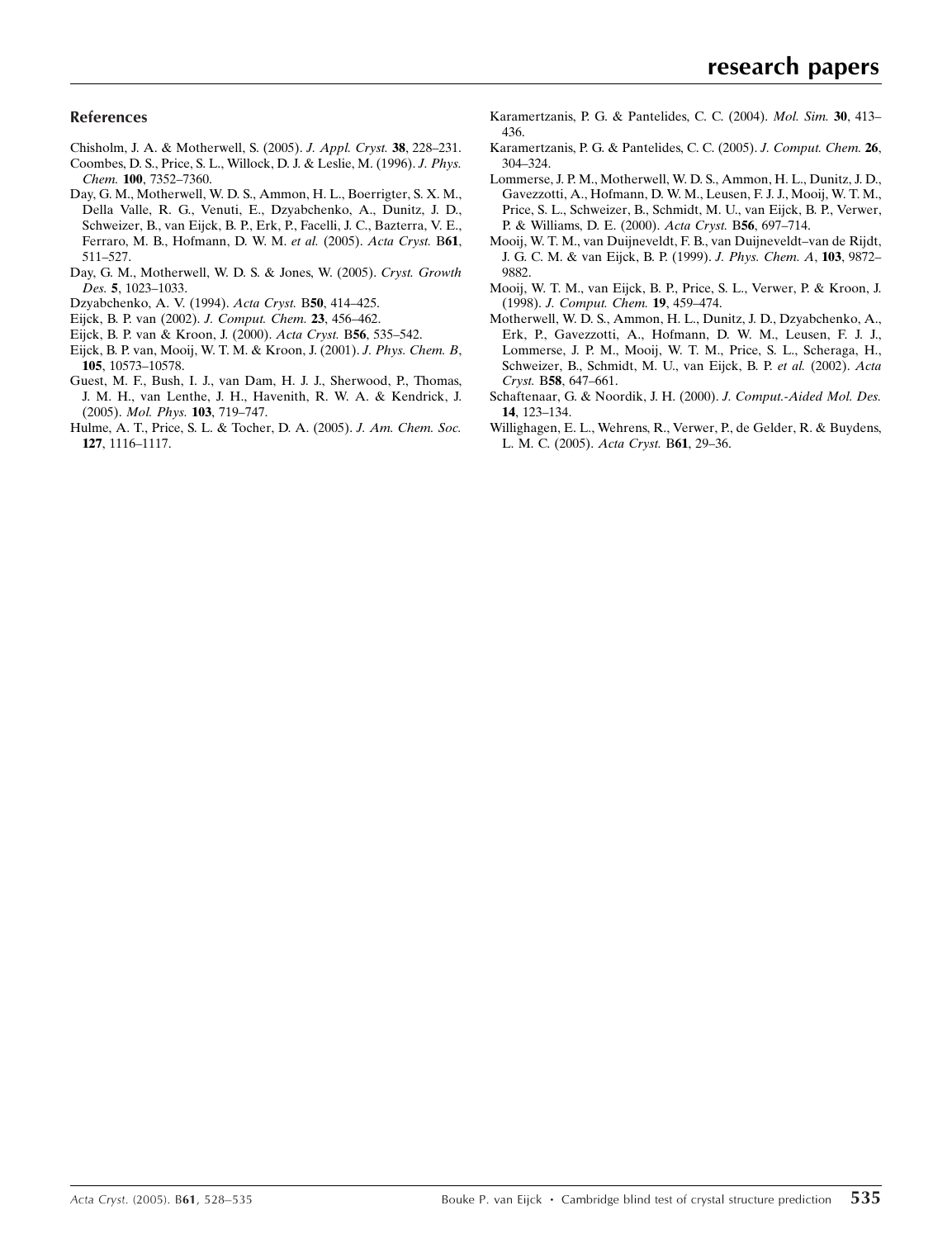## References

Chisholm, J. A. & Motherwell, S. (2005). *J. Appl. Cryst.* **38**, 228–231.

Coombes, D. S., Price, S. L., Willock, D. J. & Leslie, M. (1996). *J. Phys. Chem.* **100**, 7352–7360.

Day, G. M., Motherwell, W. D. S., Ammon, H. L., Boerrigter, S. X. M., Della Valle, R. G., Venuti, E., Dzyabchenko, A., Dunitz, J. D., Schweizer, B., van Eijck, B. P., Erk, P., Facelli, J. C., Bazterra, V. E., Ferraro, M. B., Hofmann, D. W. M. *et al.* (2005). *Acta Cryst.* B**61**, 511–527.

Day, G. M., Motherwell, W. D. S. & Jones, W. (2005). *Cryst. Growth Des.* **5**, 1023–1033.

Dzyabchenko, A. V. (1994). *Acta Cryst.* B**50**, 414–425.

Eijck, B. P. van (2002). *J. Comput. Chem.* **23**, 456–462.

Eijck, B. P. van & Kroon, J. (2000). *Acta Cryst.* B**56**, 535–542.

Eijck, B. P. van, Mooij, W. T. M. & Kroon, J. (2001). *J. Phys. Chem. B*, **105**, 10573–10578.

Guest, M. F., Bush, I. J., van Dam, H. J. J., Sherwood, P., Thomas, J. M. H., van Lenthe, J. H., Havenith, R. W. A. & Kendrick, J. (2005). *Mol. Phys.* **103**, 719–747.

Hulme, A. T., Price, S. L. & Tocher, D. A. (2005). *J. Am. Chem. Soc.* **127**, 1116–1117.

Karamertzanis, P. G. & Pantelides, C. C. (2004). *Mol. Sim.* **30**, 413–436.

Karamertzanis, P. G. & Pantelides, C. C. (2005). *J. Comput. Chem.* **26**, 304–324.

Lommerse, J. P. M., Motherwell, W. D. S., Ammon, H. L., Dunitz, J. D., Gavezzotti, A., Hofmann, D. W. M., Leusen, F. J. J., Mooij, W. T. M., Price, S. L., Schweizer, B., Schmidt, M. U., van Eijck, B. P., Verwer, P. & Williams, D. E. (2000). *Acta Cryst.* B**56**, 697–714.

Mooij, W. T. M., van Duijneveldt, F. B., van Duijneveldt–van de Rijdt, J. G. C. M. & van Eijck, B. P. (1999). *J. Phys. Chem. A*, **103**, 9872–9882.

Mooij, W. T. M., van Eijck, B. P., Price, S. L., Verwer, P. & Kroon, J. (1998). *J. Comput. Chem.* **19**, 459–474.

Motherwell, W. D. S., Ammon, H. L., Dunitz, J. D., Dzyabchenko, A., Erk, P., Gavezzotti, A., Hofmann, D. W. M., Leusen, F. J. J., Lommerse, J. P. M., Mooij, W. T. M., Price, S. L., Scheraga, H., Schweizer, B., Schmidt, M. U., van Eijck, B. P. *et al.* (2002). *Acta Cryst.* B**58**, 647–661.

Schaftenaar, G. & Noordik, J. H. (2000). *J. Comput.-Aided Mol. Des.* **14**, 123–134.

Willighagen, E. L., Wehrens, R., Verwer, P., de Gelder, R. & Buydens, L. M. C. (2005). *Acta Cryst.* B**61**, 29–36.